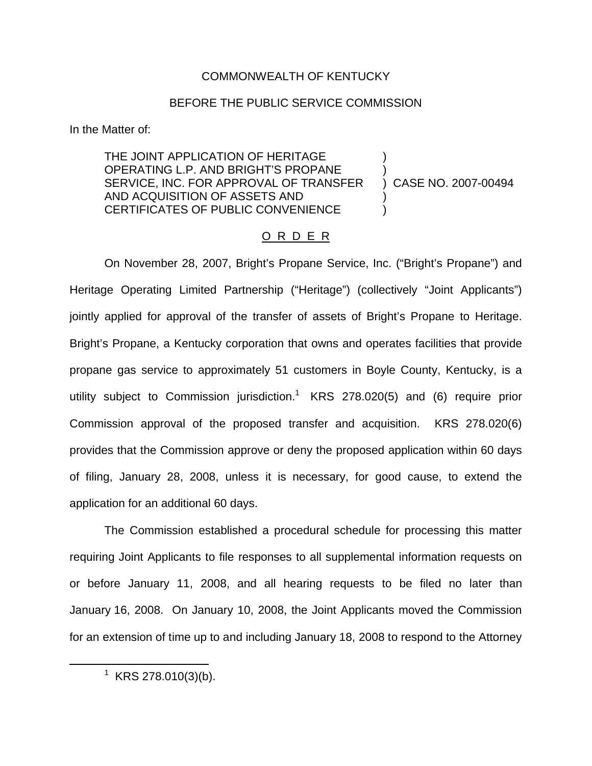COMMONWEALTH OF KENTUCKY

BEFORE THE PUBLIC SERVICE COMMISSION

In the Matter of:

| | | |
|---|---|---|
| THE JOINT APPLICATION OF HERITAGE OPERATING L.P. AND BRIGHT'S PROPANE SERVICE, INC. FOR APPROVAL OF TRANSFER AND ACQUISITION OF ASSETS AND CERTIFICATES OF PUBLIC CONVENIENCE | ) | CASE NO. 2007-00494 |

O R D E R

On November 28, 2007, Bright's Propane Service, Inc. ("Bright's Propane") and Heritage Operating Limited Partnership ("Heritage") (collectively "Joint Applicants") jointly applied for approval of the transfer of assets of Bright's Propane to Heritage. Bright's Propane, a Kentucky corporation that owns and operates facilities that provide propane gas service to approximately 51 customers in Boyle County, Kentucky, is a utility subject to Commission jurisdiction.[1] KRS 278.020(5) and (6) require prior Commission approval of the proposed transfer and acquisition. KRS 278.020(6) provides that the Commission approve or deny the proposed application within 60 days of filing, January 28, 2008, unless it is necessary, for good cause, to extend the application for an additional 60 days.

The Commission established a procedural schedule for processing this matter requiring Joint Applicants to file responses to all supplemental information requests on or before January 11, 2008, and all hearing requests to be filed no later than January 16, 2008. On January 10, 2008, the Joint Applicants moved the Commission for an extension of time up to and including January 18, 2008 to respond to the Attorney

[1] KRS 278.010(3)(b).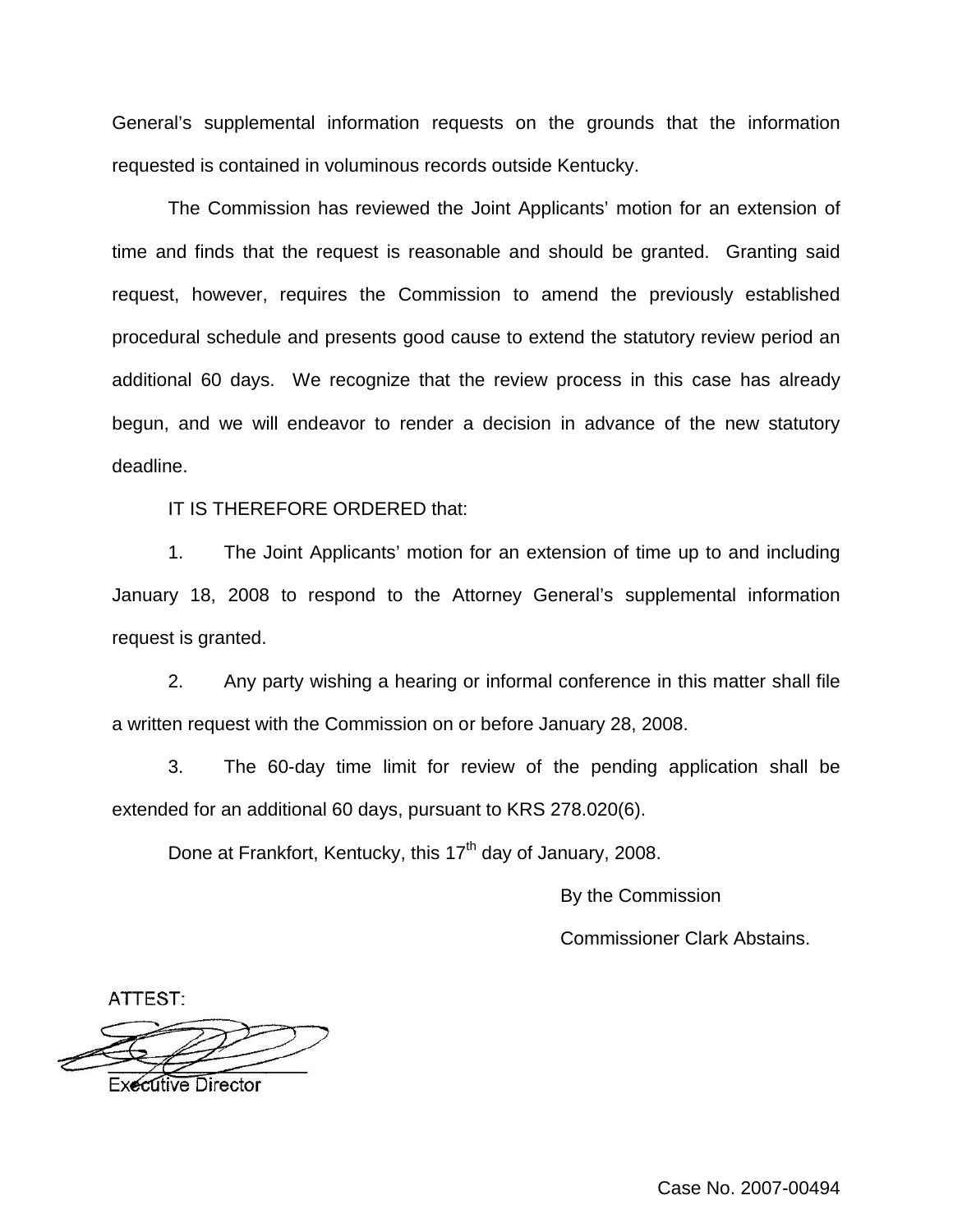General's supplemental information requests on the grounds that the information requested is contained in voluminous records outside Kentucky.

The Commission has reviewed the Joint Applicants' motion for an extension of time and finds that the request is reasonable and should be granted. Granting said request, however, requires the Commission to amend the previously established procedural schedule and presents good cause to extend the statutory review period an additional 60 days. We recognize that the review process in this case has already begun, and we will endeavor to render a decision in advance of the new statutory deadline.

IT IS THEREFORE ORDERED that:

1. The Joint Applicants' motion for an extension of time up to and including January 18, 2008 to respond to the Attorney General's supplemental information request is granted.

2. Any party wishing a hearing or informal conference in this matter shall file a written request with the Commission on or before January 28, 2008.

3. The 60-day time limit for review of the pending application shall be extended for an additional 60 days, pursuant to KRS 278.020(6).

Done at Frankfort, Kentucky, this 17th day of January, 2008.

By the Commission

Commissioner Clark Abstains.

ATTEST:

Executive Director

Case No. 2007-00494